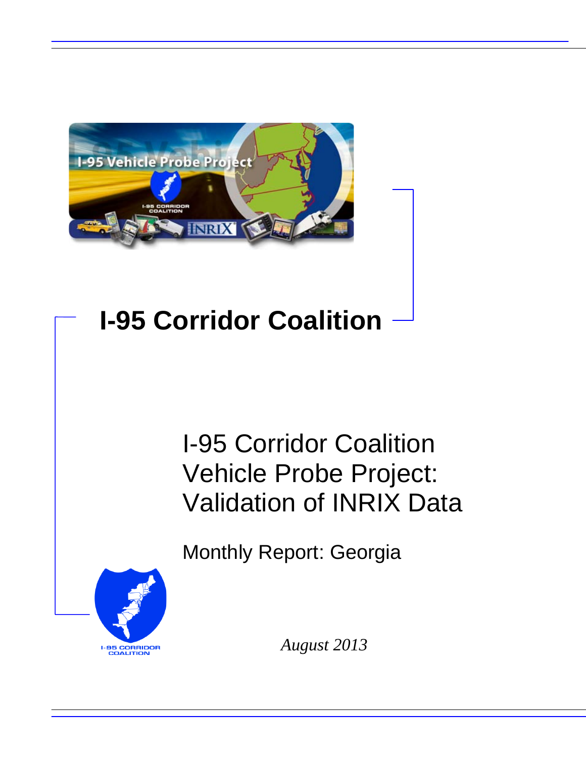# I-95 Corridor Coalition

## I-95 Corridor Coalition Vehicle Probe Project: Validation of INRIX Data

Monthly Report: Georgia

*August 2013*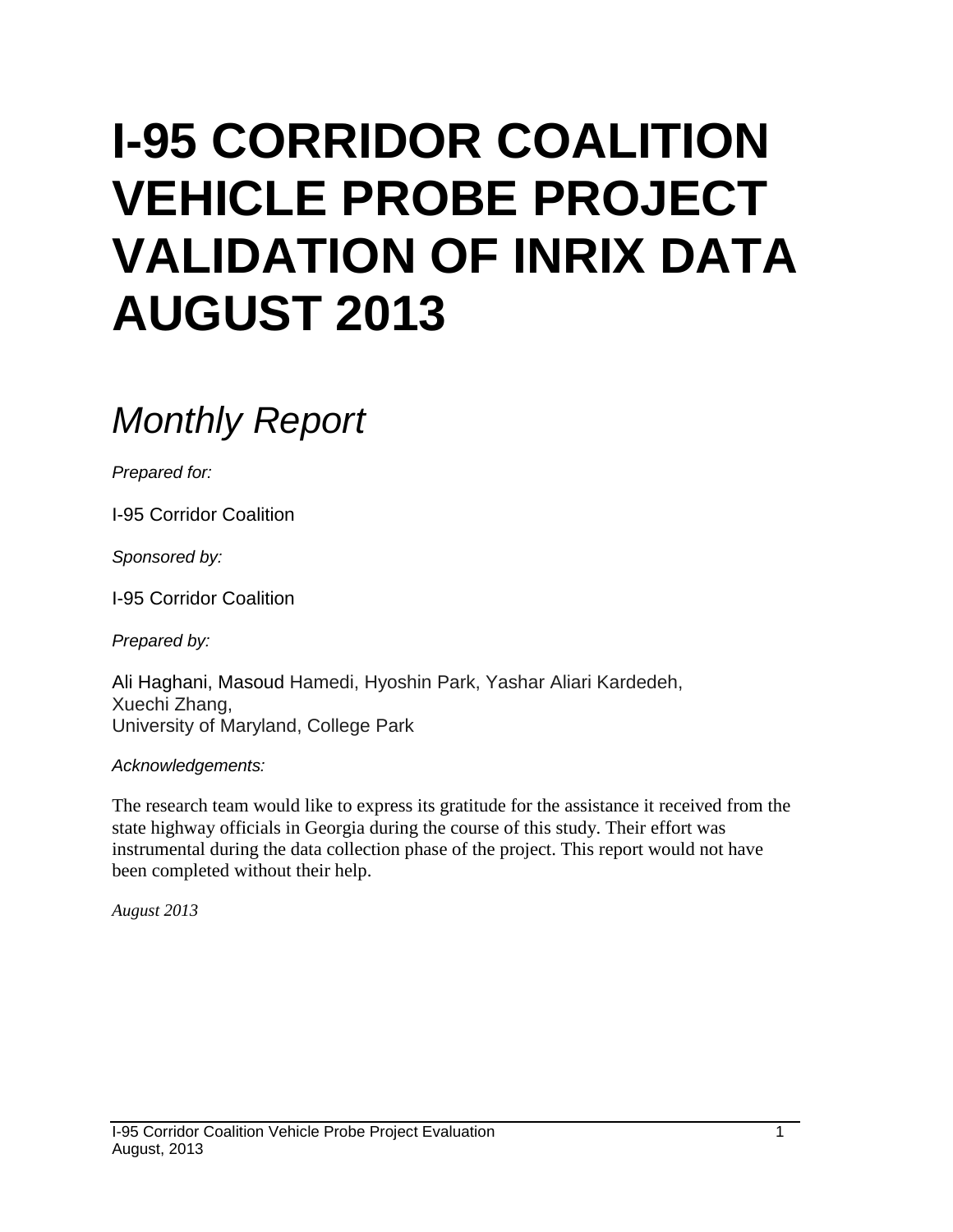# I-95 CORRIDOR COALITION VEHICLE PROBE PROJECT VALIDATION OF INRIX DATA AUGUST 2013

## *Monthly Report*

*Prepared for:*

I-95 Corridor Coalition

*Sponsored by:*

I-95 Corridor Coalition

*Prepared by:*

Ali Haghani, Masoud Hamedi, Hyoshin Park, Yashar Aliari Kardedeh,
Xuechi Zhang,
University of Maryland, College Park

*Acknowledgements:*

The research team would like to express its gratitude for the assistance it received from the state highway officials in Georgia during the course of this study. Their effort was instrumental during the data collection phase of the project. This report would not have been completed without their help.

*August 2013*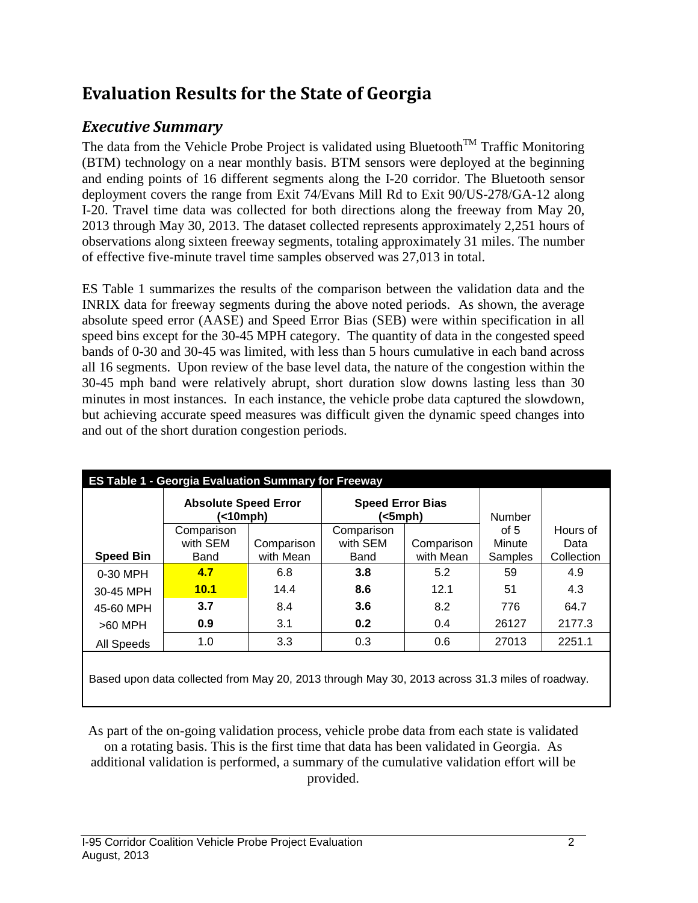# Evaluation Results for the State of Georgia

## *Executive Summary*

The data from the Vehicle Probe Project is validated using Bluetooth$^{TM}$ Traffic Monitoring (BTM) technology on a near monthly basis. BTM sensors were deployed at the beginning and ending points of 16 different segments along the I-20 corridor. The Bluetooth sensor deployment covers the range from Exit 74/Evans Mill Rd to Exit 90/US-278/GA-12 along I-20. Travel time data was collected for both directions along the freeway from May 20, 2013 through May 30, 2013. The dataset collected represents approximately 2,251 hours of observations along sixteen freeway segments, totaling approximately 31 miles. The number of effective five-minute travel time samples observed was 27,013 in total.

ES Table 1 summarizes the results of the comparison between the validation data and the INRIX data for freeway segments during the above noted periods. As shown, the average absolute speed error (AASE) and Speed Error Bias (SEB) were within specification in all speed bins except for the 30-45 MPH category. The quantity of data in the congested speed bands of 0-30 and 30-45 was limited, with less than 5 hours cumulative in each band across all 16 segments. Upon review of the base level data, the nature of the congestion within the 30-45 mph band were relatively abrupt, short duration slow downs lasting less than 30 minutes in most instances. In each instance, the vehicle probe data captured the slowdown, but achieving accurate speed measures was difficult given the dynamic speed changes into and out of the short duration congestion periods.

**ES Table 1 - Georgia Evaluation Summary for Freeway**

| | **Absolute Speed Error (<10mph)** | | **Speed Error Bias (<5mph)** | | Number of 5 Minute Samples | Hours of Data Collection |
|---|---|---|---|---|---|---|
| **Speed Bin** | Comparison with SEM Band | Comparison with Mean | Comparison with SEM Band | Comparison with Mean | | |
| 0-30 MPH | **4.7** | 6.8 | **3.8** | 5.2 | 59 | 4.9 |
| 30-45 MPH | **10.1** | 14.4 | **8.6** | 12.1 | 51 | 4.3 |
| 45-60 MPH | **3.7** | 8.4 | **3.6** | 8.2 | 776 | 64.7 |
| >60 MPH | **0.9** | 3.1 | **0.2** | 0.4 | 26127 | 2177.3 |
| All Speeds | 1.0 | 3.3 | 0.3 | 0.6 | 27013 | 2251.1 |

Based upon data collected from May 20, 2013 through May 30, 2013 across 31.3 miles of roadway.

As part of the on-going validation process, vehicle probe data from each state is validated on a rotating basis. This is the first time that data has been validated in Georgia. As additional validation is performed, a summary of the cumulative validation effort will be provided.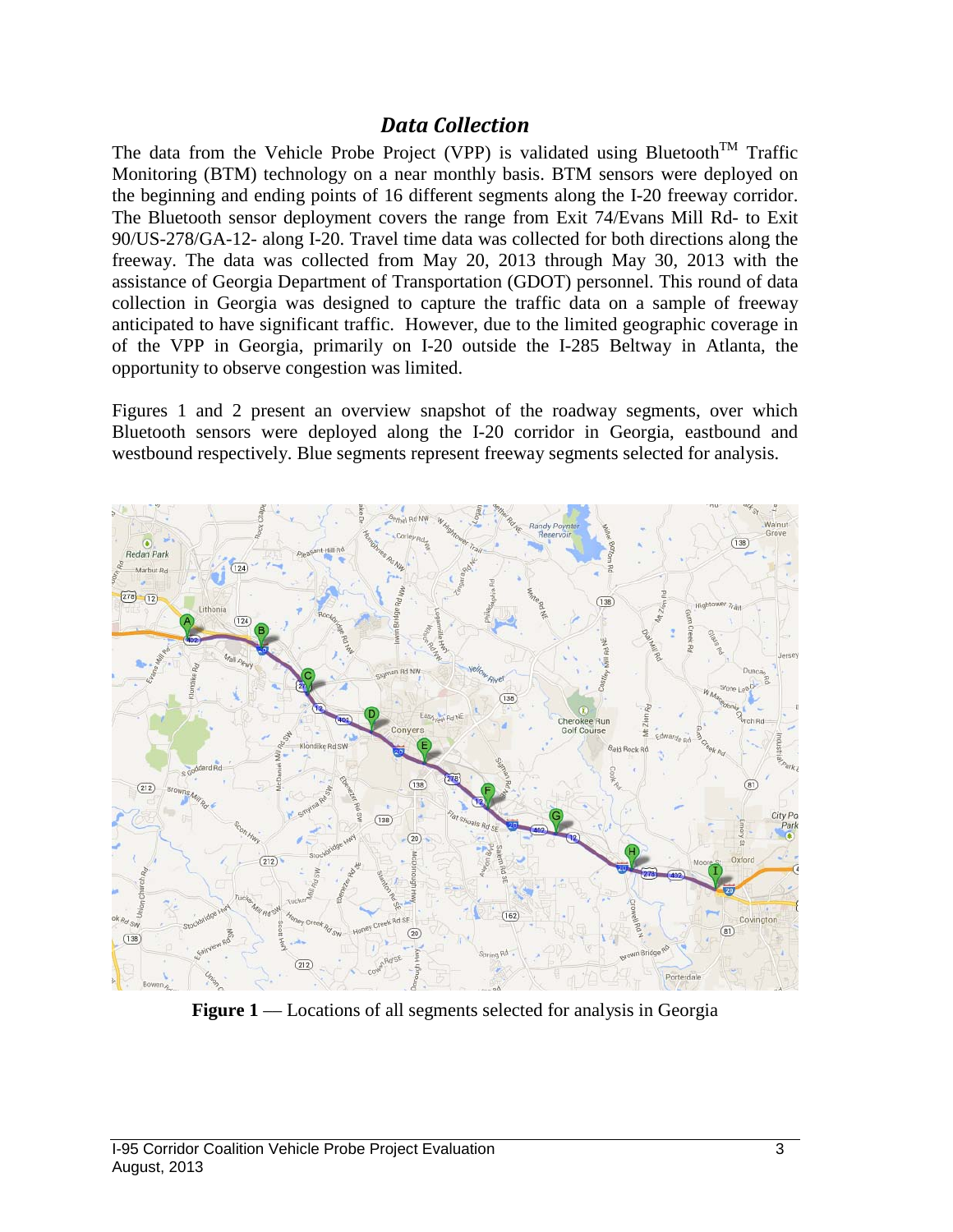## *Data Collection*

The data from the Vehicle Probe Project (VPP) is validated using Bluetooth™ Traffic Monitoring (BTM) technology on a near monthly basis. BTM sensors were deployed on the beginning and ending points of 16 different segments along the I-20 freeway corridor. The Bluetooth sensor deployment covers the range from Exit 74/Evans Mill Rd- to Exit 90/US-278/GA-12- along I-20. Travel time data was collected for both directions along the freeway. The data was collected from May 20, 2013 through May 30, 2013 with the assistance of Georgia Department of Transportation (GDOT) personnel. This round of data collection in Georgia was designed to capture the traffic data on a sample of freeway anticipated to have significant traffic. However, due to the limited geographic coverage in of the VPP in Georgia, primarily on I-20 outside the I-285 Beltway in Atlanta, the opportunity to observe congestion was limited.

Figures 1 and 2 present an overview snapshot of the roadway segments, over which Bluetooth sensors were deployed along the I-20 corridor in Georgia, eastbound and westbound respectively. Blue segments represent freeway segments selected for analysis.

**Figure 1** — Locations of all segments selected for analysis in Georgia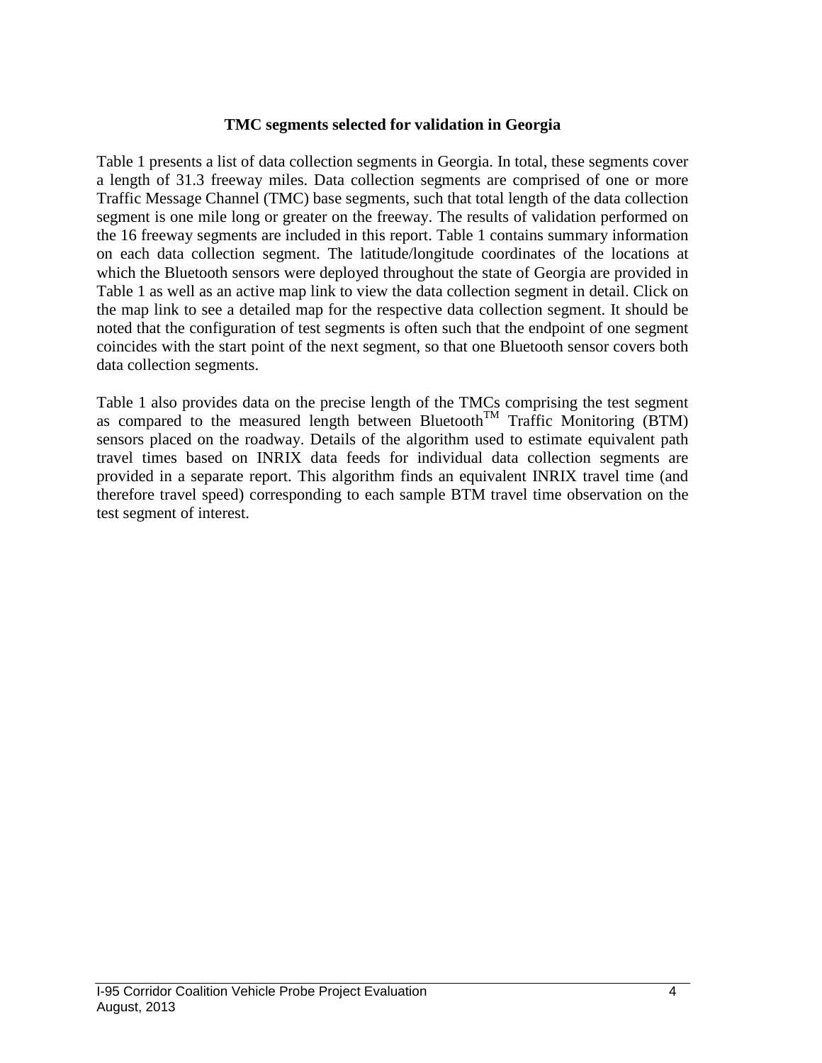### TMC segments selected for validation in Georgia

Table 1 presents a list of data collection segments in Georgia. In total, these segments cover a length of 31.3 freeway miles. Data collection segments are comprised of one or more Traffic Message Channel (TMC) base segments, such that total length of the data collection segment is one mile long or greater on the freeway. The results of validation performed on the 16 freeway segments are included in this report. Table 1 contains summary information on each data collection segment. The latitude/longitude coordinates of the locations at which the Bluetooth sensors were deployed throughout the state of Georgia are provided in Table 1 as well as an active map link to view the data collection segment in detail. Click on the map link to see a detailed map for the respective data collection segment. It should be noted that the configuration of test segments is often such that the endpoint of one segment coincides with the start point of the next segment, so that one Bluetooth sensor covers both data collection segments.

Table 1 also provides data on the precise length of the TMCs comprising the test segment as compared to the measured length between Bluetooth™ Traffic Monitoring (BTM) sensors placed on the roadway. Details of the algorithm used to estimate equivalent path travel times based on INRIX data feeds for individual data collection segments are provided in a separate report. This algorithm finds an equivalent INRIX travel time (and therefore travel speed) corresponding to each sample BTM travel time observation on the test segment of interest.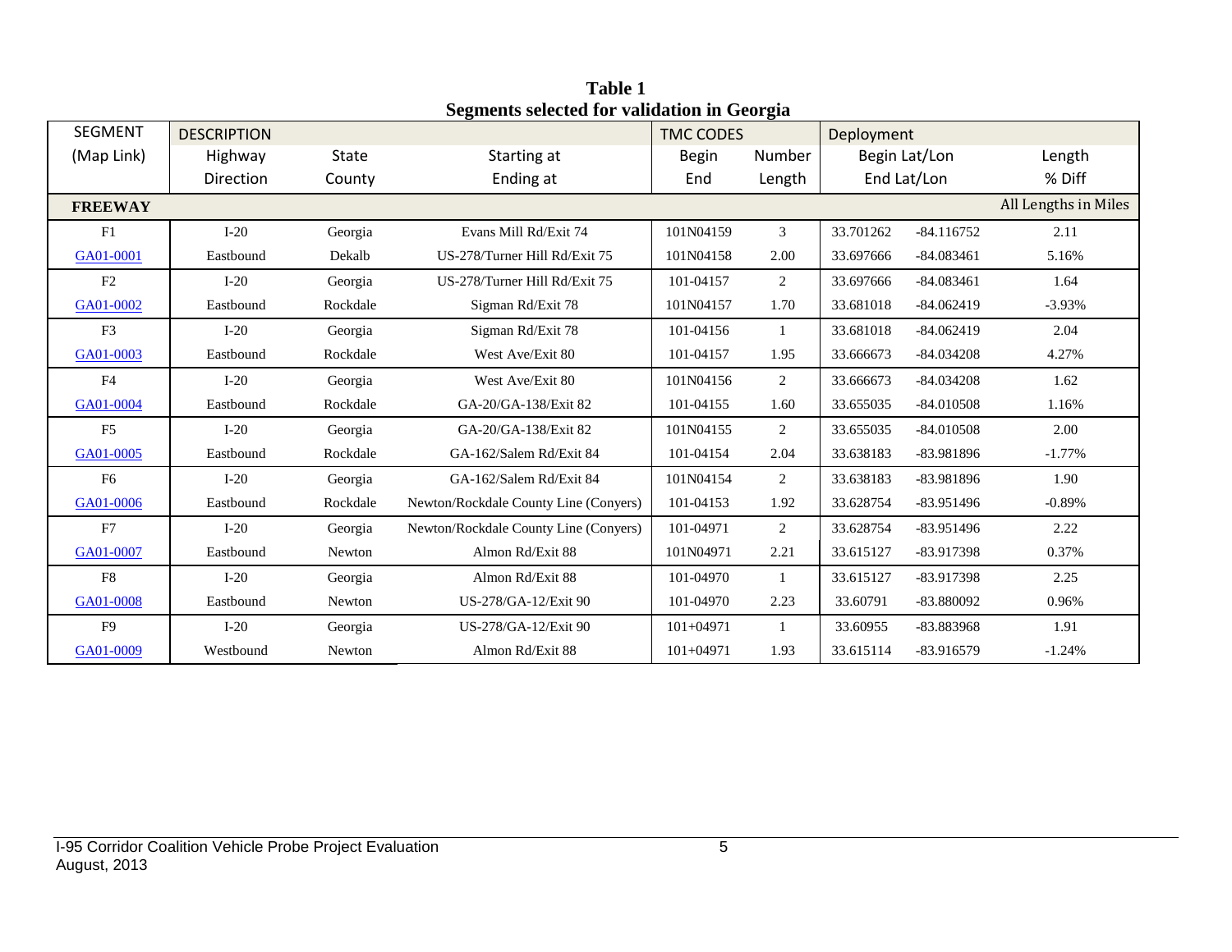**Table 1**
**Segments selected for validation in Georgia**

| SEGMENT | DESCRIPTION | | | TMC CODES | | Deployment | | |
|---|---|---|---|---|---|---|---|---|
| (Map Link) | Highway | State | Starting at | Begin | Number | Begin Lat/Lon | | Length |
| | Direction | County | Ending at | End | Length | End Lat/Lon | | % Diff |
| **FREEWAY** | | | | | | | | All Lengths in Miles |
| F1 | I-20 | Georgia | Evans Mill Rd/Exit 74 | 101N04159 | 3 | 33.701262 | -84.116752 | 2.11 |
| GA01-0001 | Eastbound | Dekalb | US-278/Turner Hill Rd/Exit 75 | 101N04158 | 2.00 | 33.697666 | -84.083461 | 5.16% |
| F2 | I-20 | Georgia | US-278/Turner Hill Rd/Exit 75 | 101-04157 | 2 | 33.697666 | -84.083461 | 1.64 |
| GA01-0002 | Eastbound | Rockdale | Sigman Rd/Exit 78 | 101N04157 | 1.70 | 33.681018 | -84.062419 | -3.93% |
| F3 | I-20 | Georgia | Sigman Rd/Exit 78 | 101-04156 | 1 | 33.681018 | -84.062419 | 2.04 |
| GA01-0003 | Eastbound | Rockdale | West Ave/Exit 80 | 101-04157 | 1.95 | 33.666673 | -84.034208 | 4.27% |
| F4 | I-20 | Georgia | West Ave/Exit 80 | 101N04156 | 2 | 33.666673 | -84.034208 | 1.62 |
| GA01-0004 | Eastbound | Rockdale | GA-20/GA-138/Exit 82 | 101-04155 | 1.60 | 33.655035 | -84.010508 | 1.16% |
| F5 | I-20 | Georgia | GA-20/GA-138/Exit 82 | 101N04155 | 2 | 33.655035 | -84.010508 | 2.00 |
| GA01-0005 | Eastbound | Rockdale | GA-162/Salem Rd/Exit 84 | 101-04154 | 2.04 | 33.638183 | -83.981896 | -1.77% |
| F6 | I-20 | Georgia | GA-162/Salem Rd/Exit 84 | 101N04154 | 2 | 33.638183 | -83.981896 | 1.90 |
| GA01-0006 | Eastbound | Rockdale | Newton/Rockdale County Line (Conyers) | 101-04153 | 1.92 | 33.628754 | -83.951496 | -0.89% |
| F7 | I-20 | Georgia | Newton/Rockdale County Line (Conyers) | 101-04971 | 2 | 33.628754 | -83.951496 | 2.22 |
| GA01-0007 | Eastbound | Newton | Almon Rd/Exit 88 | 101N04971 | 2.21 | 33.615127 | -83.917398 | 0.37% |
| F8 | I-20 | Georgia | Almon Rd/Exit 88 | 101-04970 | 1 | 33.615127 | -83.917398 | 2.25 |
| GA01-0008 | Eastbound | Newton | US-278/GA-12/Exit 90 | 101-04970 | 2.23 | 33.60791 | -83.880092 | 0.96% |
| F9 | I-20 | Georgia | US-278/GA-12/Exit 90 | 101+04971 | 1 | 33.60955 | -83.883968 | 1.91 |
| GA01-0009 | Westbound | Newton | Almon Rd/Exit 88 | 101+04971 | 1.93 | 33.615114 | -83.916579 | -1.24% |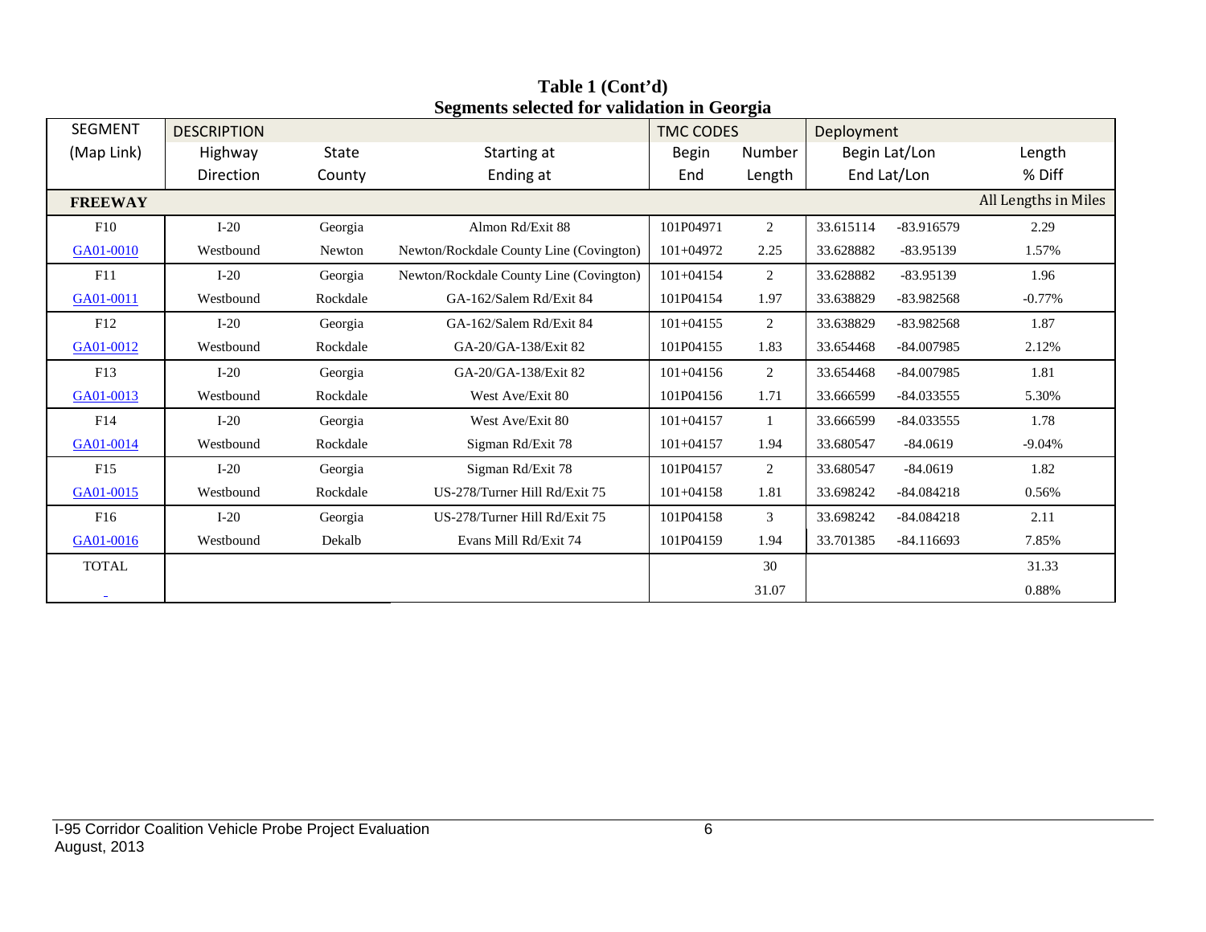**Table 1 (Cont'd)**
**Segments selected for validation in Georgia**

| SEGMENT | DESCRIPTION | | | TMC CODES | | Deployment | | |
|---|---|---|---|---|---|---|---|---|
| (Map Link) | Highway | State | Starting at | Begin | Number | Begin Lat/Lon | | Length |
| | Direction | County | Ending at | End | Length | End Lat/Lon | | % Diff |
| **FREEWAY** | | | | | | | | All Lengths in Miles |
| F10 | I-20 | Georgia | Almon Rd/Exit 88 | 101P04971 | 2 | 33.615114 | -83.916579 | 2.29 |
| GA01-0010 | Westbound | Newton | Newton/Rockdale County Line (Covington) | 101+04972 | 2.25 | 33.628882 | -83.95139 | 1.57% |
| F11 | I-20 | Georgia | Newton/Rockdale County Line (Covington) | 101+04154 | 2 | 33.628882 | -83.95139 | 1.96 |
| GA01-0011 | Westbound | Rockdale | GA-162/Salem Rd/Exit 84 | 101P04154 | 1.97 | 33.638829 | -83.982568 | -0.77% |
| F12 | I-20 | Georgia | GA-162/Salem Rd/Exit 84 | 101+04155 | 2 | 33.638829 | -83.982568 | 1.87 |
| GA01-0012 | Westbound | Rockdale | GA-20/GA-138/Exit 82 | 101P04155 | 1.83 | 33.654468 | -84.007985 | 2.12% |
| F13 | I-20 | Georgia | GA-20/GA-138/Exit 82 | 101+04156 | 2 | 33.654468 | -84.007985 | 1.81 |
| GA01-0013 | Westbound | Rockdale | West Ave/Exit 80 | 101P04156 | 1.71 | 33.666599 | -84.033555 | 5.30% |
| F14 | I-20 | Georgia | West Ave/Exit 80 | 101+04157 | 1 | 33.666599 | -84.033555 | 1.78 |
| GA01-0014 | Westbound | Rockdale | Sigman Rd/Exit 78 | 101+04157 | 1.94 | 33.680547 | -84.0619 | -9.04% |
| F15 | I-20 | Georgia | Sigman Rd/Exit 78 | 101P04157 | 2 | 33.680547 | -84.0619 | 1.82 |
| GA01-0015 | Westbound | Rockdale | US-278/Turner Hill Rd/Exit 75 | 101+04158 | 1.81 | 33.698242 | -84.084218 | 0.56% |
| F16 | I-20 | Georgia | US-278/Turner Hill Rd/Exit 75 | 101P04158 | 3 | 33.698242 | -84.084218 | 2.11 |
| GA01-0016 | Westbound | Dekalb | Evans Mill Rd/Exit 74 | 101P04159 | 1.94 | 33.701385 | -84.116693 | 7.85% |
| TOTAL | | | | | 30 | | | 31.33 |
| | | | | | 31.07 | | | 0.88% |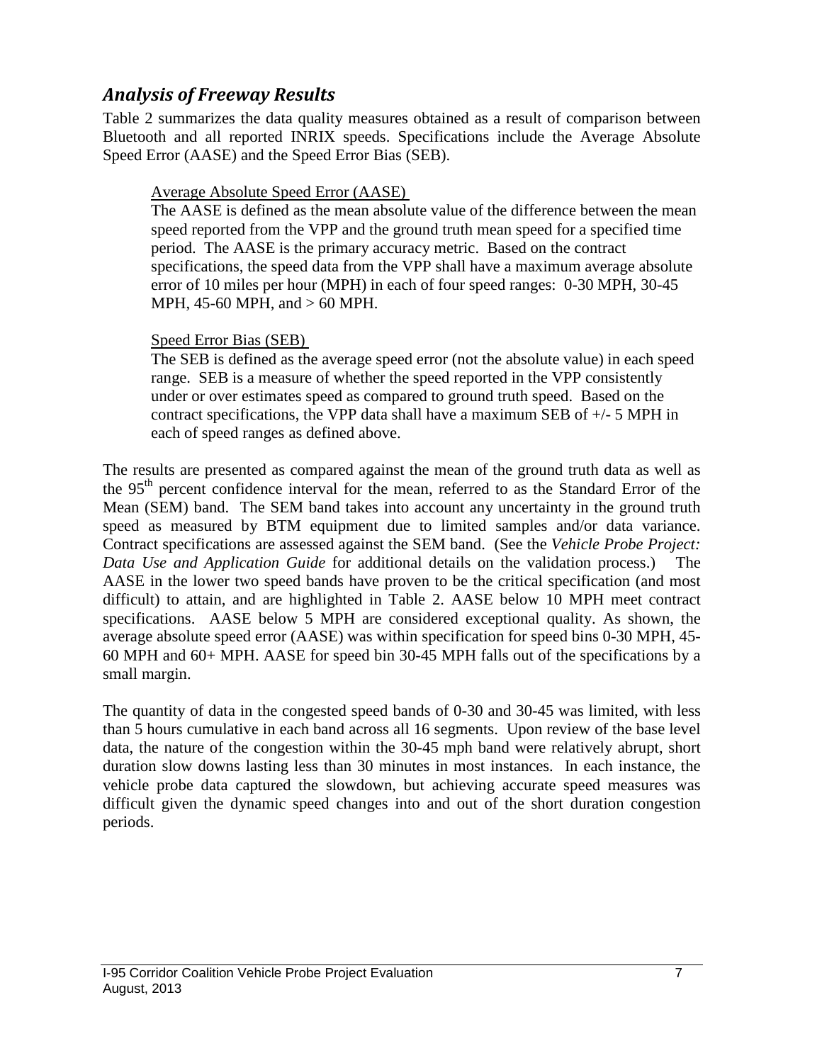## *Analysis of Freeway Results*

Table 2 summarizes the data quality measures obtained as a result of comparison between Bluetooth and all reported INRIX speeds. Specifications include the Average Absolute Speed Error (AASE) and the Speed Error Bias (SEB).

> <u>Average Absolute Speed Error (AASE)</u>
> The AASE is defined as the mean absolute value of the difference between the mean speed reported from the VPP and the ground truth mean speed for a specified time period. The AASE is the primary accuracy metric. Based on the contract specifications, the speed data from the VPP shall have a maximum average absolute error of 10 miles per hour (MPH) in each of four speed ranges: 0-30 MPH, 30-45 MPH, 45-60 MPH, and > 60 MPH.
>
> <u>Speed Error Bias (SEB)</u>
> The SEB is defined as the average speed error (not the absolute value) in each speed range. SEB is a measure of whether the speed reported in the VPP consistently under or over estimates speed as compared to ground truth speed. Based on the contract specifications, the VPP data shall have a maximum SEB of +/- 5 MPH in each of speed ranges as defined above.

The results are presented as compared against the mean of the ground truth data as well as the 95th percent confidence interval for the mean, referred to as the Standard Error of the Mean (SEM) band. The SEM band takes into account any uncertainty in the ground truth speed as measured by BTM equipment due to limited samples and/or data variance. Contract specifications are assessed against the SEM band. (See the *Vehicle Probe Project: Data Use and Application Guide* for additional details on the validation process.) The AASE in the lower two speed bands have proven to be the critical specification (and most difficult) to attain, and are highlighted in Table 2. AASE below 10 MPH meet contract specifications. AASE below 5 MPH are considered exceptional quality. As shown, the average absolute speed error (AASE) was within specification for speed bins 0-30 MPH, 45-60 MPH and 60+ MPH. AASE for speed bin 30-45 MPH falls out of the specifications by a small margin.

The quantity of data in the congested speed bands of 0-30 and 30-45 was limited, with less than 5 hours cumulative in each band across all 16 segments. Upon review of the base level data, the nature of the congestion within the 30-45 mph band were relatively abrupt, short duration slow downs lasting less than 30 minutes in most instances. In each instance, the vehicle probe data captured the slowdown, but achieving accurate speed measures was difficult given the dynamic speed changes into and out of the short duration congestion periods.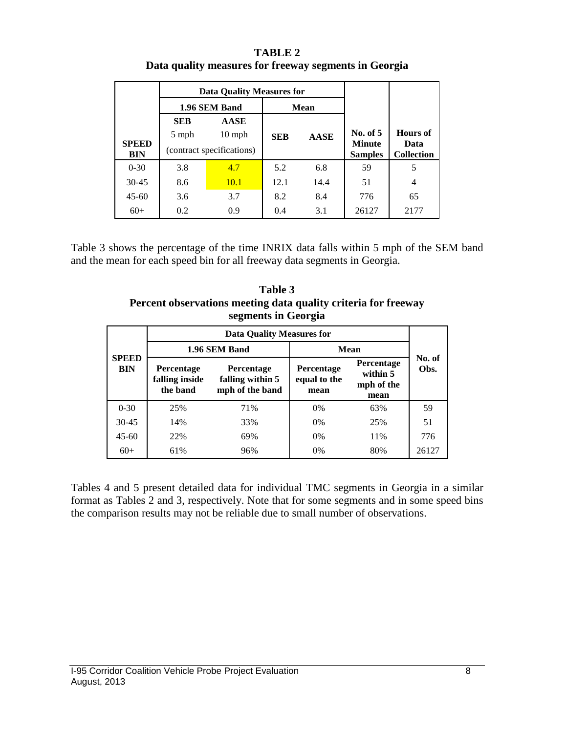**TABLE 2**
**Data quality measures for freeway segments in Georgia**

| SPEED BIN | Data Quality Measures for | | | | No. of 5 Minute Samples | Hours of Data Collection |
|---|---|---|---|---|---|---|
| | 1.96 SEM Band | | Mean | | | |
| | SEB 5 mph (contract specifications) | AASE 10 mph (contract specifications) | SEB | AASE | | |
| 0-30 | 3.8 | 4.7 | 5.2 | 6.8 | 59 | 5 |
| 30-45 | 8.6 | 10.1 | 12.1 | 14.4 | 51 | 4 |
| 45-60 | 3.6 | 3.7 | 8.2 | 8.4 | 776 | 65 |
| 60+ | 0.2 | 0.9 | 0.4 | 3.1 | 26127 | 2177 |

Table 3 shows the percentage of the time INRIX data falls within 5 mph of the SEM band and the mean for each speed bin for all freeway data segments in Georgia.

**Table 3**
**Percent observations meeting data quality criteria for freeway segments in Georgia**

| SPEED BIN | Data Quality Measures for | | | | No. of Obs. |
|---|---|---|---|---|---|
| | 1.96 SEM Band | | Mean | | |
| | Percentage falling inside the band | Percentage falling within 5 mph of the band | Percentage equal to the mean | Percentage within 5 mph of the mean | |
| 0-30 | 25% | 71% | 0% | 63% | 59 |
| 30-45 | 14% | 33% | 0% | 25% | 51 |
| 45-60 | 22% | 69% | 0% | 11% | 776 |
| 60+ | 61% | 96% | 0% | 80% | 26127 |

Tables 4 and 5 present detailed data for individual TMC segments in Georgia in a similar format as Tables 2 and 3, respectively. Note that for some segments and in some speed bins the comparison results may not be reliable due to small number of observations.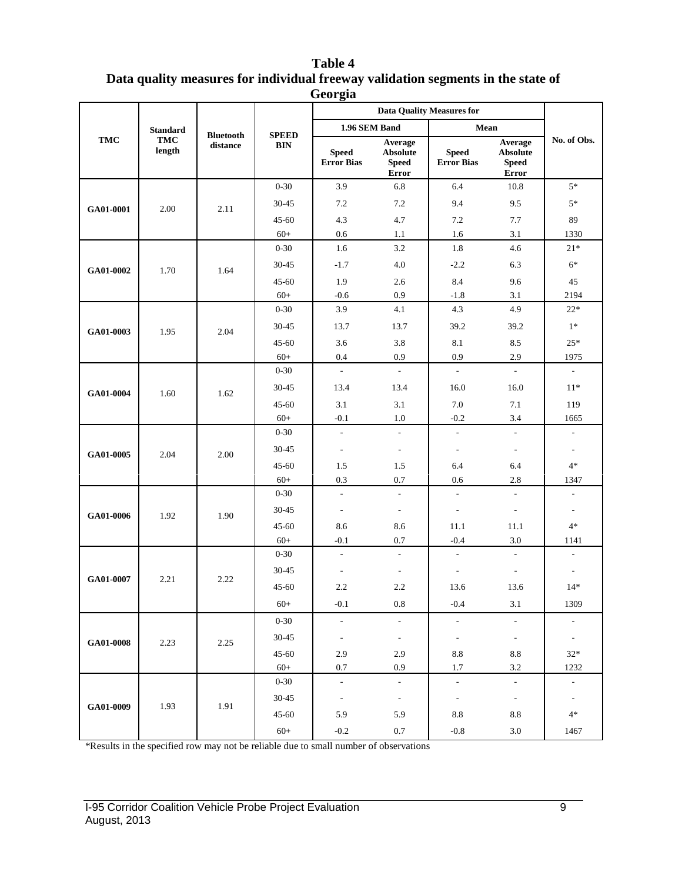**Table 4**
**Data quality measures for individual freeway validation segments in the state of Georgia**

| TMC | Standard TMC length | Bluetooth distance | SPEED BIN | Data Quality Measures for | | | | No. of Obs. |
|---|---|---|---|---|---|---|---|---|
| | | | | 1.96 SEM Band | | Mean | | |
| | | | | Speed Error Bias | Average Absolute Speed Error | Speed Error Bias | Average Absolute Speed Error | |
| GA01-0001 | 2.00 | 2.11 | 0-30 | 3.9 | 6.8 | 6.4 | 10.8 | 5* |
| | | | 30-45 | 7.2 | 7.2 | 9.4 | 9.5 | 5* |
| | | | 45-60 | 4.3 | 4.7 | 7.2 | 7.7 | 89 |
| | | | 60+ | 0.6 | 1.1 | 1.6 | 3.1 | 1330 |
| GA01-0002 | 1.70 | 1.64 | 0-30 | 1.6 | 3.2 | 1.8 | 4.6 | 21* |
| | | | 30-45 | -1.7 | 4.0 | -2.2 | 6.3 | 6* |
| | | | 45-60 | 1.9 | 2.6 | 8.4 | 9.6 | 45 |
| | | | 60+ | -0.6 | 0.9 | -1.8 | 3.1 | 2194 |
| GA01-0003 | 1.95 | 2.04 | 0-30 | 3.9 | 4.1 | 4.3 | 4.9 | 22* |
| | | | 30-45 | 13.7 | 13.7 | 39.2 | 39.2 | 1* |
| | | | 45-60 | 3.6 | 3.8 | 8.1 | 8.5 | 25* |
| | | | 60+ | 0.4 | 0.9 | 0.9 | 2.9 | 1975 |
| GA01-0004 | 1.60 | 1.62 | 0-30 | - | - | - | - | - |
| | | | 30-45 | 13.4 | 13.4 | 16.0 | 16.0 | 11* |
| | | | 45-60 | 3.1 | 3.1 | 7.0 | 7.1 | 119 |
| | | | 60+ | -0.1 | 1.0 | -0.2 | 3.4 | 1665 |
| GA01-0005 | 2.04 | 2.00 | 0-30 | - | - | - | - | - |
| | | | 30-45 | - | - | - | - | - |
| | | | 45-60 | 1.5 | 1.5 | 6.4 | 6.4 | 4* |
| | | | 60+ | 0.3 | 0.7 | 0.6 | 2.8 | 1347 |
| GA01-0006 | 1.92 | 1.90 | 0-30 | - | - | - | - | - |
| | | | 30-45 | - | - | - | - | - |
| | | | 45-60 | 8.6 | 8.6 | 11.1 | 11.1 | 4* |
| | | | 60+ | -0.1 | 0.7 | -0.4 | 3.0 | 1141 |
| GA01-0007 | 2.21 | 2.22 | 0-30 | - | - | - | - | - |
| | | | 30-45 | - | - | - | - | - |
| | | | 45-60 | 2.2 | 2.2 | 13.6 | 13.6 | 14* |
| | | | 60+ | -0.1 | 0.8 | -0.4 | 3.1 | 1309 |
| GA01-0008 | 2.23 | 2.25 | 0-30 | - | - | - | - | - |
| | | | 30-45 | - | - | - | - | - |
| | | | 45-60 | 2.9 | 2.9 | 8.8 | 8.8 | 32* |
| | | | 60+ | 0.7 | 0.9 | 1.7 | 3.2 | 1232 |
| GA01-0009 | 1.93 | 1.91 | 0-30 | - | - | - | - | - |
| | | | 30-45 | - | - | - | - | - |
| | | | 45-60 | 5.9 | 5.9 | 8.8 | 8.8 | 4* |
| | | | 60+ | -0.2 | 0.7 | -0.8 | 3.0 | 1467 |

*Results in the specified row may not be reliable due to small number of observations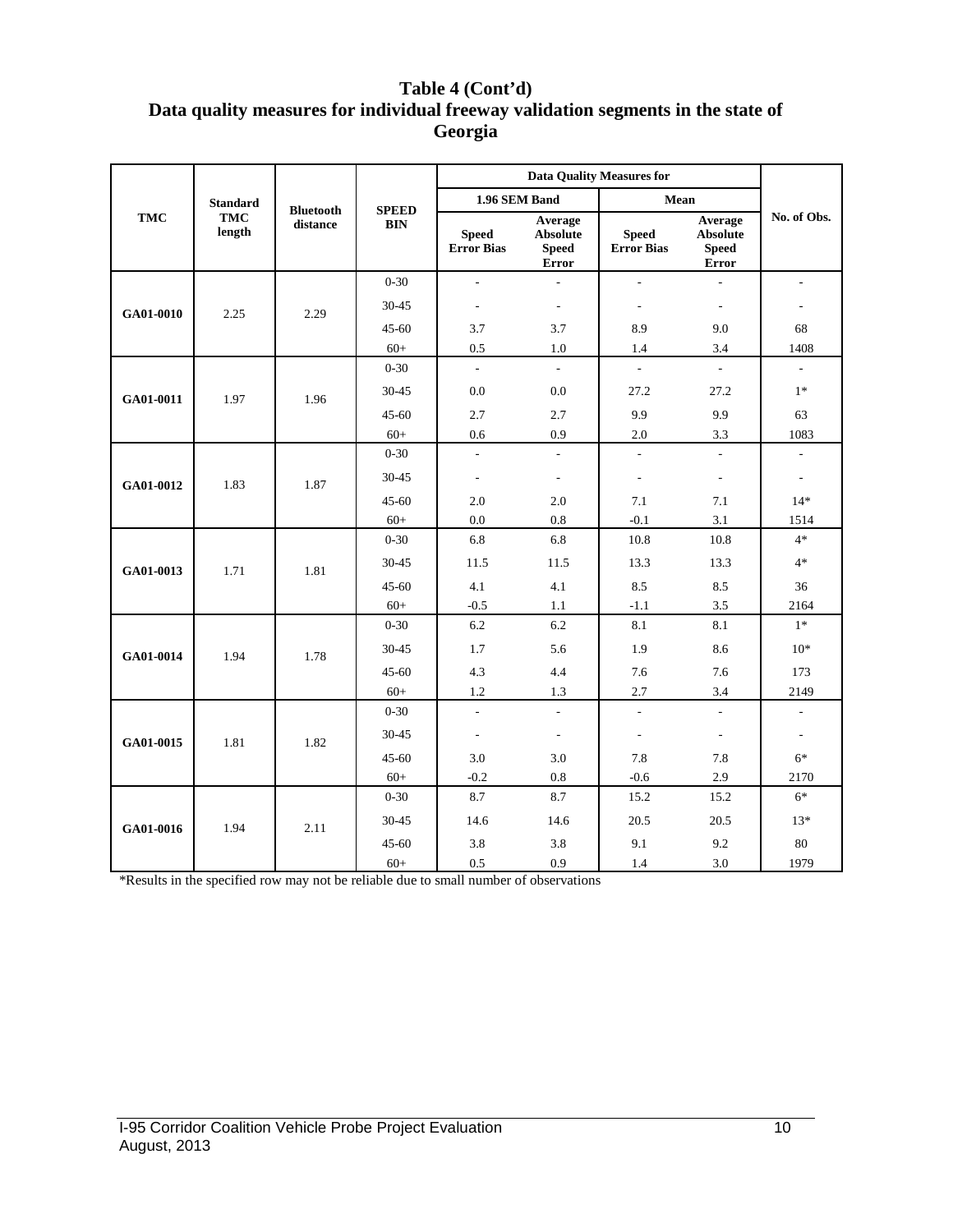## Table 4 (Cont'd)
## Data quality measures for individual freeway validation segments in the state of Georgia

| TMC | Standard TMC length | Bluetooth distance | SPEED BIN | Data Quality Measures for 1.96 SEM Band | | Data Quality Measures for Mean | | No. of Obs. |
|---|---|---|---|---|---|---|---|---|
| | | | | Speed Error Bias | Average Absolute Speed Error | Speed Error Bias | Average Absolute Speed Error | |
| GA01-0010 | 2.25 | 2.29 | 0-30 | - | - | - | - | - |
| | | | 30-45 | - | - | - | - | - |
| | | | 45-60 | 3.7 | 3.7 | 8.9 | 9.0 | 68 |
| | | | 60+ | 0.5 | 1.0 | 1.4 | 3.4 | 1408 |
| GA01-0011 | 1.97 | 1.96 | 0-30 | - | - | - | - | - |
| | | | 30-45 | 0.0 | 0.0 | 27.2 | 27.2 | 1* |
| | | | 45-60 | 2.7 | 2.7 | 9.9 | 9.9 | 63 |
| | | | 60+ | 0.6 | 0.9 | 2.0 | 3.3 | 1083 |
| GA01-0012 | 1.83 | 1.87 | 0-30 | - | - | - | - | - |
| | | | 30-45 | - | - | - | - | - |
| | | | 45-60 | 2.0 | 2.0 | 7.1 | 7.1 | 14* |
| | | | 60+ | 0.0 | 0.8 | -0.1 | 3.1 | 1514 |
| GA01-0013 | 1.71 | 1.81 | 0-30 | 6.8 | 6.8 | 10.8 | 10.8 | 4* |
| | | | 30-45 | 11.5 | 11.5 | 13.3 | 13.3 | 4* |
| | | | 45-60 | 4.1 | 4.1 | 8.5 | 8.5 | 36 |
| | | | 60+ | -0.5 | 1.1 | -1.1 | 3.5 | 2164 |
| GA01-0014 | 1.94 | 1.78 | 0-30 | 6.2 | 6.2 | 8.1 | 8.1 | 1* |
| | | | 30-45 | 1.7 | 5.6 | 1.9 | 8.6 | 10* |
| | | | 45-60 | 4.3 | 4.4 | 7.6 | 7.6 | 173 |
| | | | 60+ | 1.2 | 1.3 | 2.7 | 3.4 | 2149 |
| GA01-0015 | 1.81 | 1.82 | 0-30 | - | - | - | - | - |
| | | | 30-45 | - | - | - | - | - |
| | | | 45-60 | 3.0 | 3.0 | 7.8 | 7.8 | 6* |
| | | | 60+ | -0.2 | 0.8 | -0.6 | 2.9 | 2170 |
| GA01-0016 | 1.94 | 2.11 | 0-30 | 8.7 | 8.7 | 15.2 | 15.2 | 6* |
| | | | 30-45 | 14.6 | 14.6 | 20.5 | 20.5 | 13* |
| | | | 45-60 | 3.8 | 3.8 | 9.1 | 9.2 | 80 |
| | | | 60+ | 0.5 | 0.9 | 1.4 | 3.0 | 1979 |

*Results in the specified row may not be reliable due to small number of observations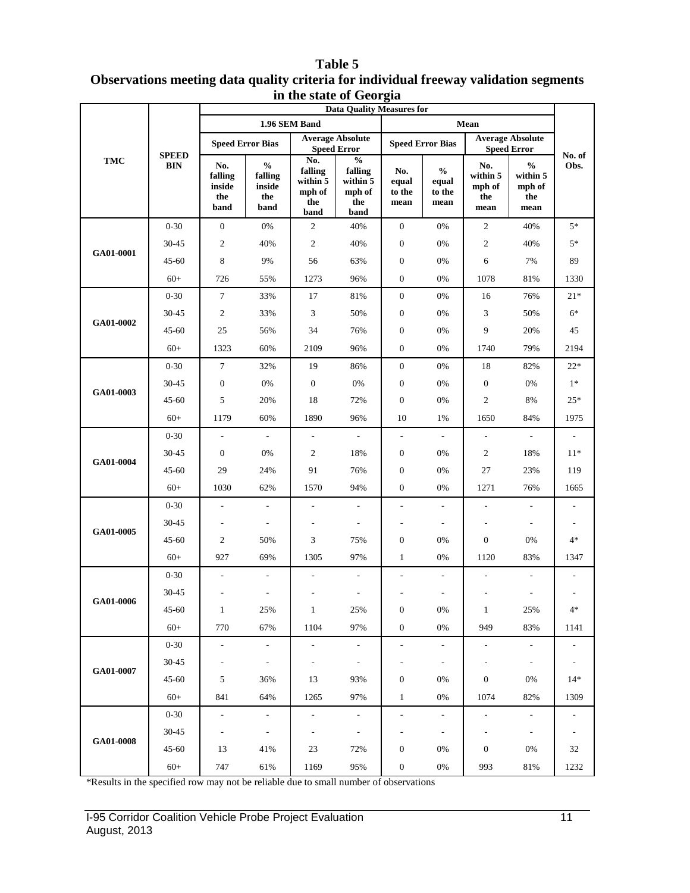**Table 5**
**Observations meeting data quality criteria for individual freeway validation segments in the state of Georgia**

| TMC | SPEED BIN | Data Quality Measures for | | | | | | | | No. of Obs. |
|---|---|---|---|---|---|---|---|---|---|---|
| | | 1.96 SEM Band | | | | Mean | | | | |
| | | Speed Error Bias | | Average Absolute Speed Error | | Speed Error Bias | | Average Absolute Speed Error | | |
| | | No. falling inside the band | % falling inside the band | No. falling within 5 mph of the band | % falling within 5 mph of the band | No. equal to the mean | % equal to the mean | No. within 5 mph of the mean | % within 5 mph of the mean | |
| GA01-0001 | 0-30 | 0 | 0% | 2 | 40% | 0 | 0% | 2 | 40% | 5* |
| | 30-45 | 2 | 40% | 2 | 40% | 0 | 0% | 2 | 40% | 5* |
| | 45-60 | 8 | 9% | 56 | 63% | 0 | 0% | 6 | 7% | 89 |
| | 60+ | 726 | 55% | 1273 | 96% | 0 | 0% | 1078 | 81% | 1330 |
| GA01-0002 | 0-30 | 7 | 33% | 17 | 81% | 0 | 0% | 16 | 76% | 21* |
| | 30-45 | 2 | 33% | 3 | 50% | 0 | 0% | 3 | 50% | 6* |
| | 45-60 | 25 | 56% | 34 | 76% | 0 | 0% | 9 | 20% | 45 |
| | 60+ | 1323 | 60% | 2109 | 96% | 0 | 0% | 1740 | 79% | 2194 |
| GA01-0003 | 0-30 | 7 | 32% | 19 | 86% | 0 | 0% | 18 | 82% | 22* |
| | 30-45 | 0 | 0% | 0 | 0% | 0 | 0% | 0 | 0% | 1* |
| | 45-60 | 5 | 20% | 18 | 72% | 0 | 0% | 2 | 8% | 25* |
| | 60+ | 1179 | 60% | 1890 | 96% | 10 | 1% | 1650 | 84% | 1975 |
| GA01-0004 | 0-30 | - | - | - | - | - | - | - | - | - |
| | 30-45 | 0 | 0% | 2 | 18% | 0 | 0% | 2 | 18% | 11* |
| | 45-60 | 29 | 24% | 91 | 76% | 0 | 0% | 27 | 23% | 119 |
| | 60+ | 1030 | 62% | 1570 | 94% | 0 | 0% | 1271 | 76% | 1665 |
| GA01-0005 | 0-30 | - | - | - | - | - | - | - | - | - |
| | 30-45 | - | - | - | - | - | - | - | - | - |
| | 45-60 | 2 | 50% | 3 | 75% | 0 | 0% | 0 | 0% | 4* |
| | 60+ | 927 | 69% | 1305 | 97% | 1 | 0% | 1120 | 83% | 1347 |
| GA01-0006 | 0-30 | - | - | - | - | - | - | - | - | - |
| | 30-45 | - | - | - | - | - | - | - | - | - |
| | 45-60 | 1 | 25% | 1 | 25% | 0 | 0% | 1 | 25% | 4* |
| | 60+ | 770 | 67% | 1104 | 97% | 0 | 0% | 949 | 83% | 1141 |
| GA01-0007 | 0-30 | - | - | - | - | - | - | - | - | - |
| | 30-45 | - | - | - | - | - | - | - | - | - |
| | 45-60 | 5 | 36% | 13 | 93% | 0 | 0% | 0 | 0% | 14* |
| | 60+ | 841 | 64% | 1265 | 97% | 1 | 0% | 1074 | 82% | 1309 |
| GA01-0008 | 0-30 | - | - | - | - | - | - | - | - | - |
| | 30-45 | - | - | - | - | - | - | - | - | - |
| | 45-60 | 13 | 41% | 23 | 72% | 0 | 0% | 0 | 0% | 32 |
| | 60+ | 747 | 61% | 1169 | 95% | 0 | 0% | 993 | 81% | 1232 |

*Results in the specified row may not be reliable due to small number of observations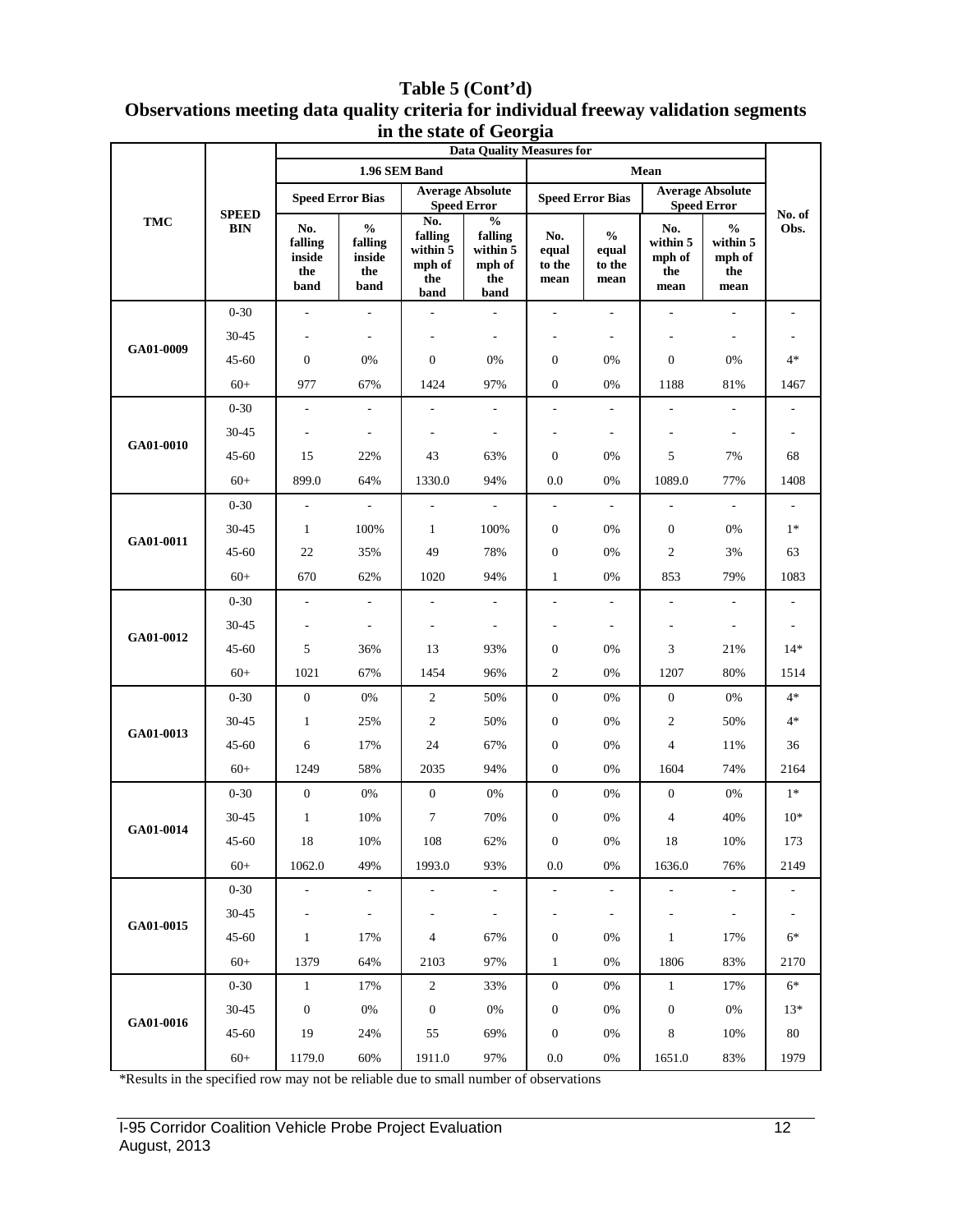**Table 5 (Cont'd)**
**Observations meeting data quality criteria for individual freeway validation segments in the state of Georgia**

| TMC | SPEED BIN | Data Quality Measures for | | | | | | | | No. of Obs. |
|---|---|---|---|---|---|---|---|---|---|---|
| | | 1.96 SEM Band | | | | Mean | | | | |
| | | Speed Error Bias | | Average Absolute Speed Error | | Speed Error Bias | | Average Absolute Speed Error | | |
| | | No. falling inside the band | % falling inside the band | No. falling within 5 mph of the band | % falling within 5 mph of the band | No. equal to the mean | % equal to the mean | No. within 5 mph of the mean | % within 5 mph of the mean | |
| GA01-0009 | 0-30 | - | - | - | - | - | - | - | - | - |
| | 30-45 | - | - | - | - | - | - | - | - | - |
| | 45-60 | 0 | 0% | 0 | 0% | 0 | 0% | 0 | 0% | 4* |
| | 60+ | 977 | 67% | 1424 | 97% | 0 | 0% | 1188 | 81% | 1467 |
| GA01-0010 | 0-30 | - | - | - | - | - | - | - | - | - |
| | 30-45 | - | - | - | - | - | - | - | - | - |
| | 45-60 | 15 | 22% | 43 | 63% | 0 | 0% | 5 | 7% | 68 |
| | 60+ | 899.0 | 64% | 1330.0 | 94% | 0.0 | 0% | 1089.0 | 77% | 1408 |
| GA01-0011 | 0-30 | - | - | - | - | - | - | - | - | - |
| | 30-45 | 1 | 100% | 1 | 100% | 0 | 0% | 0 | 0% | 1* |
| | 45-60 | 22 | 35% | 49 | 78% | 0 | 0% | 2 | 3% | 63 |
| | 60+ | 670 | 62% | 1020 | 94% | 1 | 0% | 853 | 79% | 1083 |
| GA01-0012 | 0-30 | - | - | - | - | - | - | - | - | - |
| | 30-45 | - | - | - | - | - | - | - | - | - |
| | 45-60 | 5 | 36% | 13 | 93% | 0 | 0% | 3 | 21% | 14* |
| | 60+ | 1021 | 67% | 1454 | 96% | 2 | 0% | 1207 | 80% | 1514 |
| GA01-0013 | 0-30 | 0 | 0% | 2 | 50% | 0 | 0% | 0 | 0% | 4* |
| | 30-45 | 1 | 25% | 2 | 50% | 0 | 0% | 2 | 50% | 4* |
| | 45-60 | 6 | 17% | 24 | 67% | 0 | 0% | 4 | 11% | 36 |
| | 60+ | 1249 | 58% | 2035 | 94% | 0 | 0% | 1604 | 74% | 2164 |
| GA01-0014 | 0-30 | 0 | 0% | 0 | 0% | 0 | 0% | 0 | 0% | 1* |
| | 30-45 | 1 | 10% | 7 | 70% | 0 | 0% | 4 | 40% | 10* |
| | 45-60 | 18 | 10% | 108 | 62% | 0 | 0% | 18 | 10% | 173 |
| | 60+ | 1062.0 | 49% | 1993.0 | 93% | 0.0 | 0% | 1636.0 | 76% | 2149 |
| GA01-0015 | 0-30 | - | - | - | - | - | - | - | - | - |
| | 30-45 | - | - | - | - | - | - | - | - | - |
| | 45-60 | 1 | 17% | 4 | 67% | 0 | 0% | 1 | 17% | 6* |
| | 60+ | 1379 | 64% | 2103 | 97% | 1 | 0% | 1806 | 83% | 2170 |
| GA01-0016 | 0-30 | 1 | 17% | 2 | 33% | 0 | 0% | 1 | 17% | 6* |
| | 30-45 | 0 | 0% | 0 | 0% | 0 | 0% | 0 | 0% | 13* |
| | 45-60 | 19 | 24% | 55 | 69% | 0 | 0% | 8 | 10% | 80 |
| | 60+ | 1179.0 | 60% | 1911.0 | 97% | 0.0 | 0% | 1651.0 | 83% | 1979 |

*Results in the specified row may not be reliable due to small number of observations